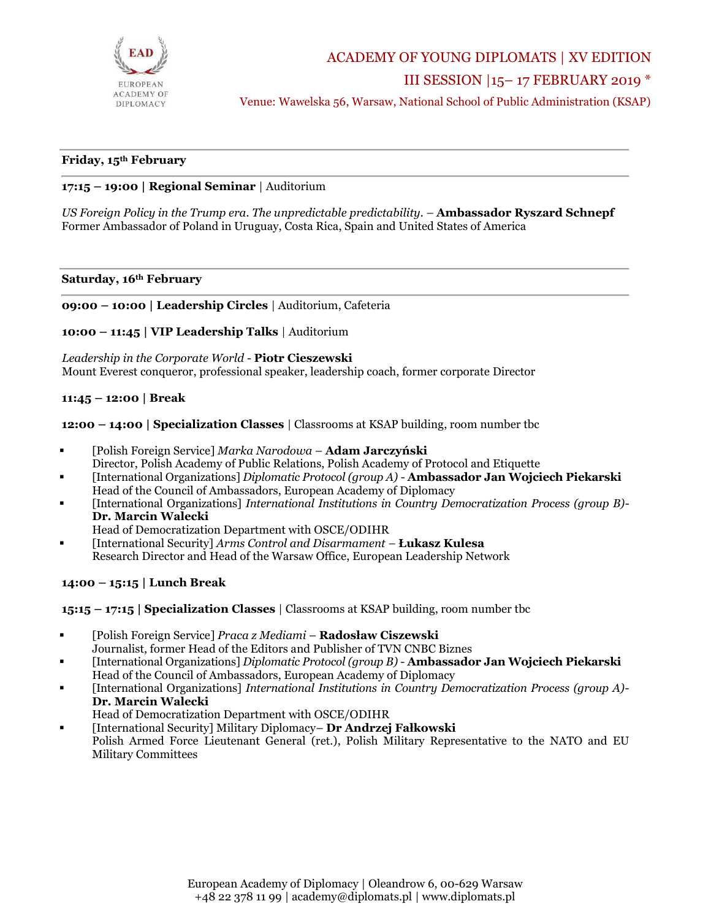EAD

EUROPEAN ACADEMY OF DIPLOMACY

# ACADEMY OF YOUNG DIPLOMATS | XV EDITION

## III SESSION |15– 17 FEBRUARY 2019 *

Venue: Wawelska 56, Warsaw, National School of Public Administration (KSAP)

---

**Friday, 15th February**

---

**17:15 – 19:00 | Regional Seminar** | Auditorium

*US Foreign Policy in the Trump era. The unpredictable predictability.* – **Ambassador Ryszard Schnepf**
Former Ambassador of Poland in Uruguay, Costa Rica, Spain and United States of America

---

**Saturday, 16th February**

---

**09:00 – 10:00 | Leadership Circles** | Auditorium, Cafeteria

**10:00 – 11:45 | VIP Leadership Talks** | Auditorium

*Leadership in the Corporate World* - **Piotr Cieszewski**
Mount Everest conqueror, professional speaker, leadership coach, former corporate Director

**11:45 – 12:00 | Break**

**12:00 – 14:00 | Specialization Classes** | Classrooms at KSAP building, room number tbc

- [Polish Foreign Service] *Marka Narodowa* – **Adam Jarczyński**
  Director, Polish Academy of Public Relations, Polish Academy of Protocol and Etiquette
- [International Organizations] *Diplomatic Protocol (group A)* - **Ambassador Jan Wojciech Piekarski**
  Head of the Council of Ambassadors, European Academy of Diplomacy
- [International Organizations] *International Institutions in Country Democratization Process (group B)*- **Dr. Marcin Walecki**
  Head of Democratization Department with OSCE/ODIHR
- [International Security] *Arms Control and Disarmament* – **Łukasz Kulesa**
  Research Director and Head of the Warsaw Office, European Leadership Network

**14:00 – 15:15 | Lunch Break**

**15:15 – 17:15 | Specialization Classes** | Classrooms at KSAP building, room number tbc

- [Polish Foreign Service] *Praca z Mediami* – **Radosław Ciszewski**
  Journalist, former Head of the Editors and Publisher of TVN CNBC Biznes
- [International Organizations] *Diplomatic Protocol (group B)* - **Ambassador Jan Wojciech Piekarski**
  Head of the Council of Ambassadors, European Academy of Diplomacy
- [International Organizations] *International Institutions in Country Democratization Process (group A)*- **Dr. Marcin Walecki**
  Head of Democratization Department with OSCE/ODIHR
- [International Security] Military Diplomacy– **Dr Andrzej Fałkowski**
  Polish Armed Force Lieutenant General (ret.), Polish Military Representative to the NATO and EU Military Committees

European Academy of Diplomacy | Oleandrow 6, 00-629 Warsaw
+48 22 378 11 99 | academy@diplomats.pl | www.diplomats.pl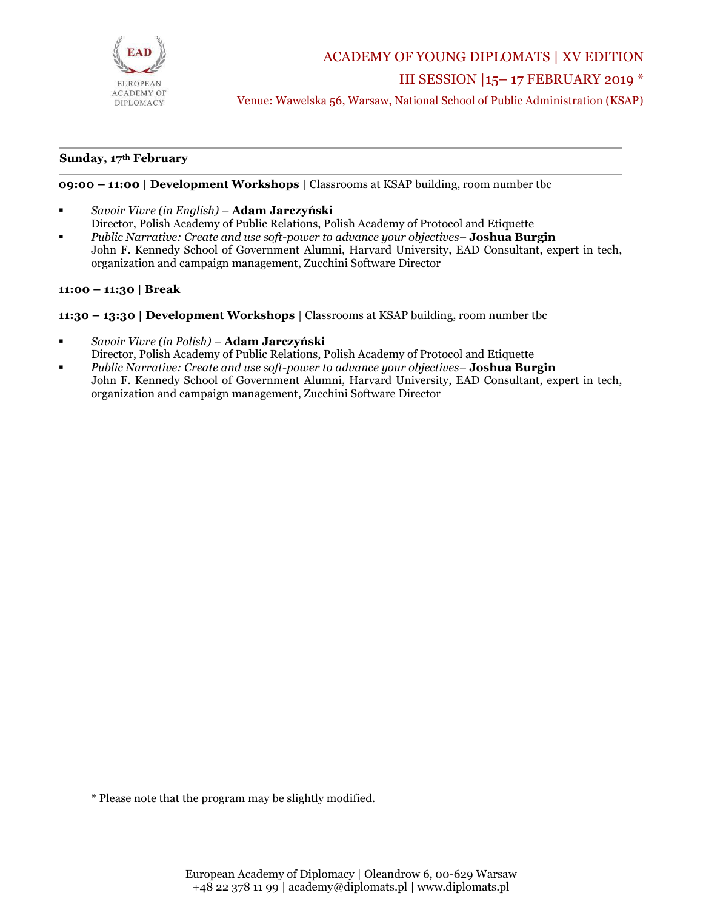## Sunday, 17th February

**09:00 – 11:00 | Development Workshops** | Classrooms at KSAP building, room number tbc

- *Savoir Vivre (in English)* – **Adam Jarczyński**
  Director, Polish Academy of Public Relations, Polish Academy of Protocol and Etiquette
- *Public Narrative: Create and use soft-power to advance your objectives*– **Joshua Burgin**
  John F. Kennedy School of Government Alumni, Harvard University, EAD Consultant, expert in tech, organization and campaign management, Zucchini Software Director

**11:00 – 11:30 | Break**

**11:30 – 13:30 | Development Workshops** | Classrooms at KSAP building, room number tbc

- *Savoir Vivre (in Polish)* – **Adam Jarczyński**
  Director, Polish Academy of Public Relations, Polish Academy of Protocol and Etiquette
- *Public Narrative: Create and use soft-power to advance your objectives*– **Joshua Burgin**
  John F. Kennedy School of Government Alumni, Harvard University, EAD Consultant, expert in tech, organization and campaign management, Zucchini Software Director

* Please note that the program may be slightly modified.